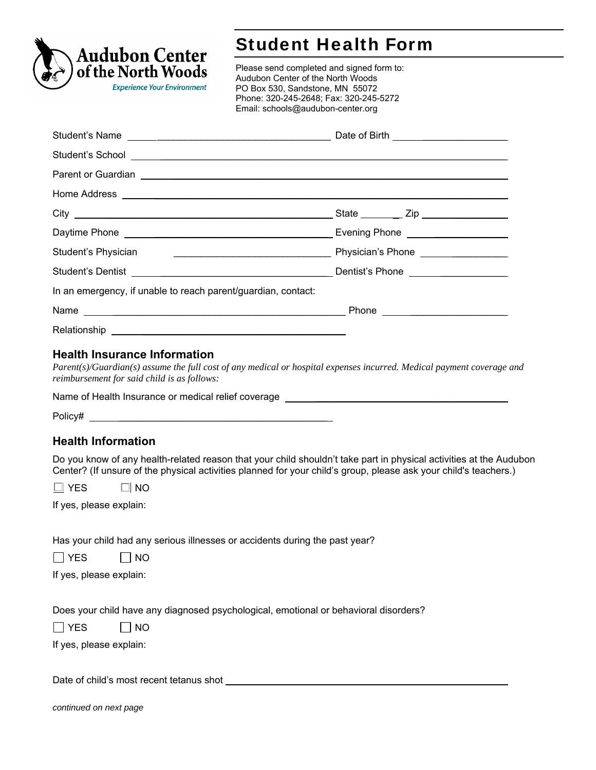Audubon Center of the North Woods
*Experience Your Environment*

# Student Health Form

Please send completed and signed form to:
Audubon Center of the North Woods
PO Box 530, Sandstone, MN 55072
Phone: 320-245-2648; Fax: 320-245-5272
Email: schools@audubon-center.org

Student's Name ______________________________ Date of Birth ________________

Student's School ______________________________________________________

Parent or Guardian ____________________________________________________

Home Address ________________________________________________________

City ______________________________ State ________ Zip ________________

Daytime Phone ______________________________ Evening Phone ________________

Student's Physician ______________________________ Physician's Phone ________________

Student's Dentist ______________________________ Dentist's Phone ________________

In an emergency, if unable to reach parent/guardian, contact:

Name ______________________________ Phone ________________

Relationship ______________________________

## Health Insurance Information

*Parent(s)/Guardian(s) assume the full cost of any medical or hospital expenses incurred. Medical payment coverage and reimbursement for said child is as follows:*

Name of Health Insurance or medical relief coverage ______________________________

Policy# ______________________________

## Health Information

Do you know of any health-related reason that your child shouldn't take part in physical activities at the Audubon Center? (If unsure of the physical activities planned for your child's group, please ask your child's teachers.)

☐ YES ☐ NO

If yes, please explain:

Has your child had any serious illnesses or accidents during the past year?

☐ YES ☐ NO

If yes, please explain:

Does your child have any diagnosed psychological, emotional or behavioral disorders?

☐ YES ☐ NO

If yes, please explain:

Date of child's most recent tetanus shot ______________________________

*continued on next page*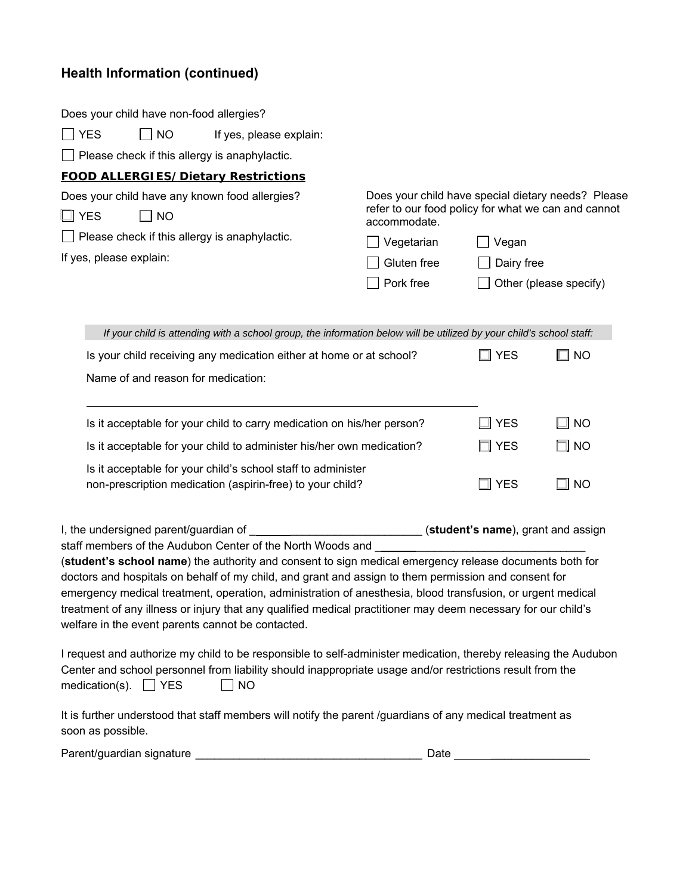## Health Information (continued)

Does your child have non-food allergies?

☐ YES ☐ NO If yes, please explain:

☐ Please check if this allergy is anaphylactic.

**FOOD ALLERGIES/Dietary Restrictions**

Does your child have any known food allergies?

☐ YES ☐ NO

☐ Please check if this allergy is anaphylactic.

If yes, please explain:

Does your child have special dietary needs? Please refer to our food policy for what we can and cannot accommodate.

☐ Vegetarian ☐ Vegan

☐ Gluten free ☐ Dairy free

☐ Pork free ☐ Other (please specify)

*If your child is attending with a school group, the information below will be utilized by your child's school staff:*

Is your child receiving any medication either at home or at school? ☐ YES ☐ NO

Name of and reason for medication:

______________________________________________________________

Is it acceptable for your child to carry medication on his/her person? ☐ YES ☐ NO

Is it acceptable for your child to administer his/her own medication? ☐ YES ☐ NO

Is it acceptable for your child's school staff to administer non-prescription medication (aspirin-free) to your child? ☐ YES ☐ NO

I, the undersigned parent/guardian of ___________________________ (**student's name**), grant and assign staff members of the Audubon Center of the North Woods and ___________________________________ (**student's school name**) the authority and consent to sign medical emergency release documents both for doctors and hospitals on behalf of my child, and grant and assign to them permission and consent for emergency medical treatment, operation, administration of anesthesia, blood transfusion, or urgent medical treatment of any illness or injury that any qualified medical practitioner may deem necessary for our child's welfare in the event parents cannot be contacted.

I request and authorize my child to be responsible to self-administer medication, thereby releasing the Audubon Center and school personnel from liability should inappropriate usage and/or restrictions result from the medication(s). ☐ YES ☐ NO

It is further understood that staff members will notify the parent /guardians of any medical treatment as soon as possible.

Parent/guardian signature ____________________________________ Date ____________________